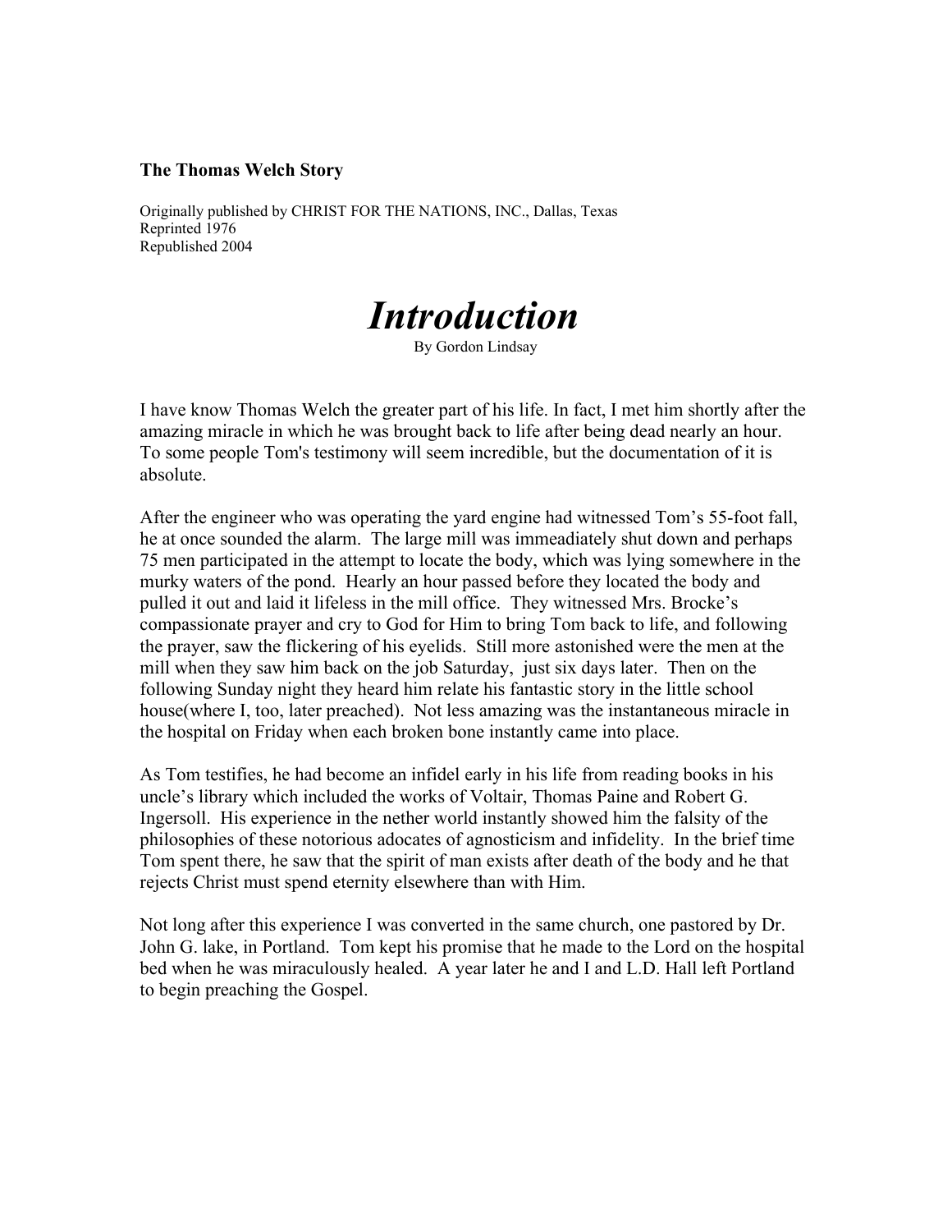**The Thomas Welch Story**

Originally published by CHRIST FOR THE NATIONS, INC., Dallas, Texas
Reprinted 1976
Republished 2004

# *Introduction*

By Gordon Lindsay

I have know Thomas Welch the greater part of his life. In fact, I met him shortly after the amazing miracle in which he was brought back to life after being dead nearly an hour. To some people Tom's testimony will seem incredible, but the documentation of it is absolute.

After the engineer who was operating the yard engine had witnessed Tom's 55-foot fall, he at once sounded the alarm. The large mill was immeadiately shut down and perhaps 75 men participated in the attempt to locate the body, which was lying somewhere in the murky waters of the pond. Hearly an hour passed before they located the body and pulled it out and laid it lifeless in the mill office. They witnessed Mrs. Brocke's compassionate prayer and cry to God for Him to bring Tom back to life, and following the prayer, saw the flickering of his eyelids. Still more astonished were the men at the mill when they saw him back on the job Saturday, just six days later. Then on the following Sunday night they heard him relate his fantastic story in the little school house(where I, too, later preached). Not less amazing was the instantaneous miracle in the hospital on Friday when each broken bone instantly came into place.

As Tom testifies, he had become an infidel early in his life from reading books in his uncle's library which included the works of Voltair, Thomas Paine and Robert G. Ingersoll. His experience in the nether world instantly showed him the falsity of the philosophies of these notorious adocates of agnosticism and infidelity. In the brief time Tom spent there, he saw that the spirit of man exists after death of the body and he that rejects Christ must spend eternity elsewhere than with Him.

Not long after this experience I was converted in the same church, one pastored by Dr. John G. lake, in Portland. Tom kept his promise that he made to the Lord on the hospital bed when he was miraculously healed. A year later he and I and L.D. Hall left Portland to begin preaching the Gospel.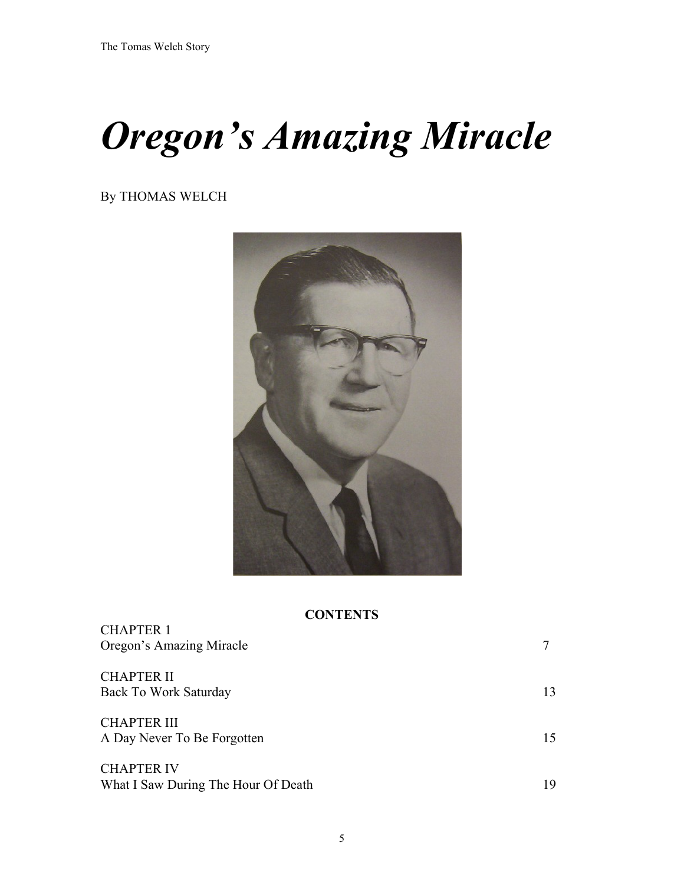# *Oregon's Amazing Miracle*

By THOMAS WELCH

**CONTENTS**

| | |
|---|---|
| CHAPTER 1<br>Oregon's Amazing Miracle | 7 |
| CHAPTER II<br>Back To Work Saturday | 13 |
| CHAPTER III<br>A Day Never To Be Forgotten | 15 |
| CHAPTER IV<br>What I Saw During The Hour Of Death | 19 |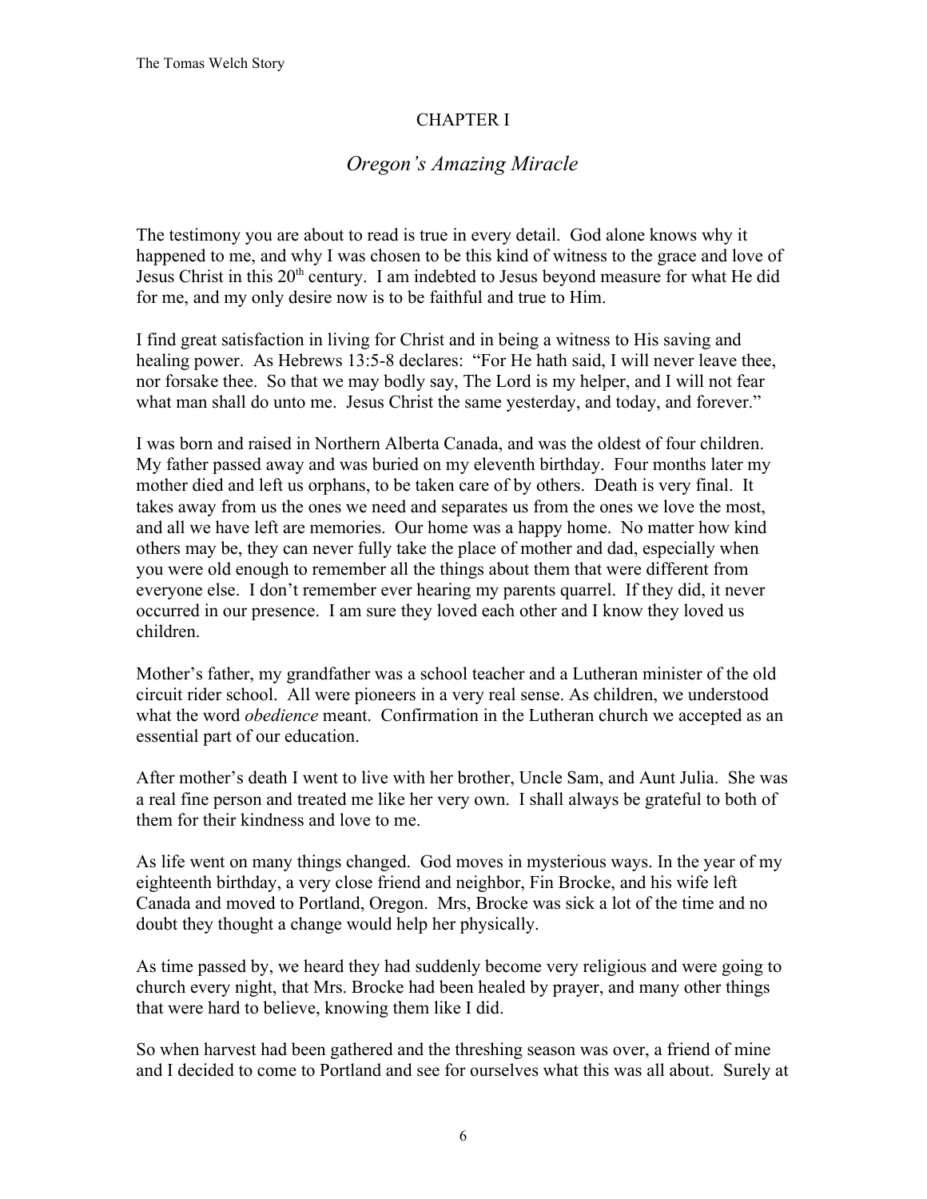# CHAPTER I

## *Oregon's Amazing Miracle*

The testimony you are about to read is true in every detail. God alone knows why it happened to me, and why I was chosen to be this kind of witness to the grace and love of Jesus Christ in this 20th century. I am indebted to Jesus beyond measure for what He did for me, and my only desire now is to be faithful and true to Him.

I find great satisfaction in living for Christ and in being a witness to His saving and healing power. As Hebrews 13:5-8 declares: "For He hath said, I will never leave thee, nor forsake thee. So that we may bodly say, The Lord is my helper, and I will not fear what man shall do unto me. Jesus Christ the same yesterday, and today, and forever."

I was born and raised in Northern Alberta Canada, and was the oldest of four children. My father passed away and was buried on my eleventh birthday. Four months later my mother died and left us orphans, to be taken care of by others. Death is very final. It takes away from us the ones we need and separates us from the ones we love the most, and all we have left are memories. Our home was a happy home. No matter how kind others may be, they can never fully take the place of mother and dad, especially when you were old enough to remember all the things about them that were different from everyone else. I don't remember ever hearing my parents quarrel. If they did, it never occurred in our presence. I am sure they loved each other and I know they loved us children.

Mother's father, my grandfather was a school teacher and a Lutheran minister of the old circuit rider school. All were pioneers in a very real sense. As children, we understood what the word *obedience* meant. Confirmation in the Lutheran church we accepted as an essential part of our education.

After mother's death I went to live with her brother, Uncle Sam, and Aunt Julia. She was a real fine person and treated me like her very own. I shall always be grateful to both of them for their kindness and love to me.

As life went on many things changed. God moves in mysterious ways. In the year of my eighteenth birthday, a very close friend and neighbor, Fin Brocke, and his wife left Canada and moved to Portland, Oregon. Mrs, Brocke was sick a lot of the time and no doubt they thought a change would help her physically.

As time passed by, we heard they had suddenly become very religious and were going to church every night, that Mrs. Brocke had been healed by prayer, and many other things that were hard to believe, knowing them like I did.

So when harvest had been gathered and the threshing season was over, a friend of mine and I decided to come to Portland and see for ourselves what this was all about. Surely at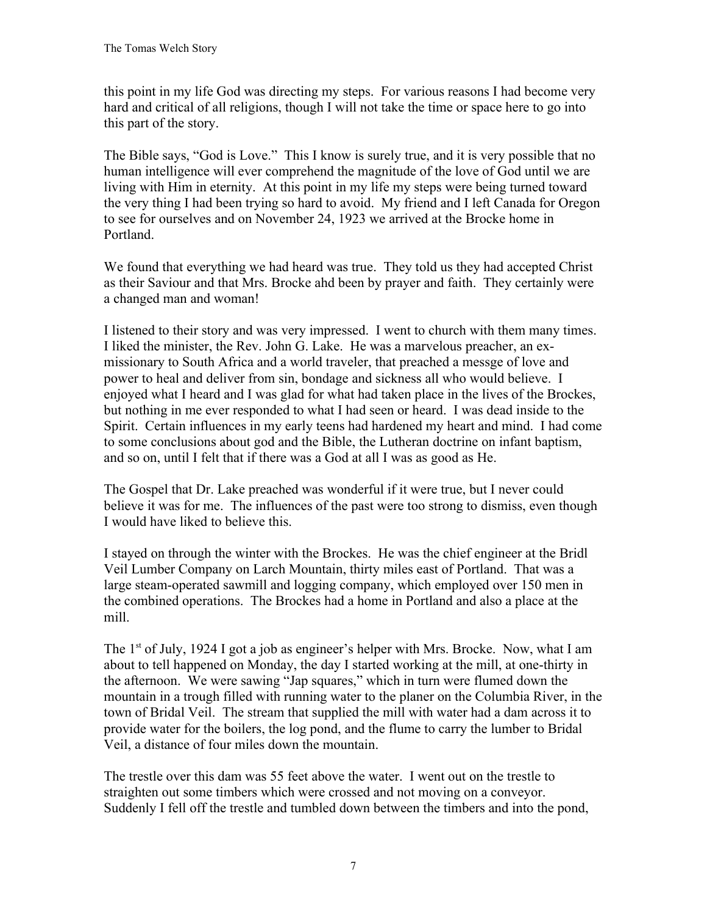this point in my life God was directing my steps. For various reasons I had become very hard and critical of all religions, though I will not take the time or space here to go into this part of the story.

The Bible says, "God is Love." This I know is surely true, and it is very possible that no human intelligence will ever comprehend the magnitude of the love of God until we are living with Him in eternity. At this point in my life my steps were being turned toward the very thing I had been trying so hard to avoid. My friend and I left Canada for Oregon to see for ourselves and on November 24, 1923 we arrived at the Brocke home in Portland.

We found that everything we had heard was true. They told us they had accepted Christ as their Saviour and that Mrs. Brocke ahd been by prayer and faith. They certainly were a changed man and woman!

I listened to their story and was very impressed. I went to church with them many times. I liked the minister, the Rev. John G. Lake. He was a marvelous preacher, an ex-missionary to South Africa and a world traveler, that preached a messge of love and power to heal and deliver from sin, bondage and sickness all who would believe. I enjoyed what I heard and I was glad for what had taken place in the lives of the Brockes, but nothing in me ever responded to what I had seen or heard. I was dead inside to the Spirit. Certain influences in my early teens had hardened my heart and mind. I had come to some conclusions about god and the Bible, the Lutheran doctrine on infant baptism, and so on, until I felt that if there was a God at all I was as good as He.

The Gospel that Dr. Lake preached was wonderful if it were true, but I never could believe it was for me. The influences of the past were too strong to dismiss, even though I would have liked to believe this.

I stayed on through the winter with the Brockes. He was the chief engineer at the Bridl Veil Lumber Company on Larch Mountain, thirty miles east of Portland. That was a large steam-operated sawmill and logging company, which employed over 150 men in the combined operations. The Brockes had a home in Portland and also a place at the mill.

The 1st of July, 1924 I got a job as engineer's helper with Mrs. Brocke. Now, what I am about to tell happened on Monday, the day I started working at the mill, at one-thirty in the afternoon. We were sawing "Jap squares," which in turn were flumed down the mountain in a trough filled with running water to the planer on the Columbia River, in the town of Bridal Veil. The stream that supplied the mill with water had a dam across it to provide water for the boilers, the log pond, and the flume to carry the lumber to Bridal Veil, a distance of four miles down the mountain.

The trestle over this dam was 55 feet above the water. I went out on the trestle to straighten out some timbers which were crossed and not moving on a conveyor. Suddenly I fell off the trestle and tumbled down between the timbers and into the pond,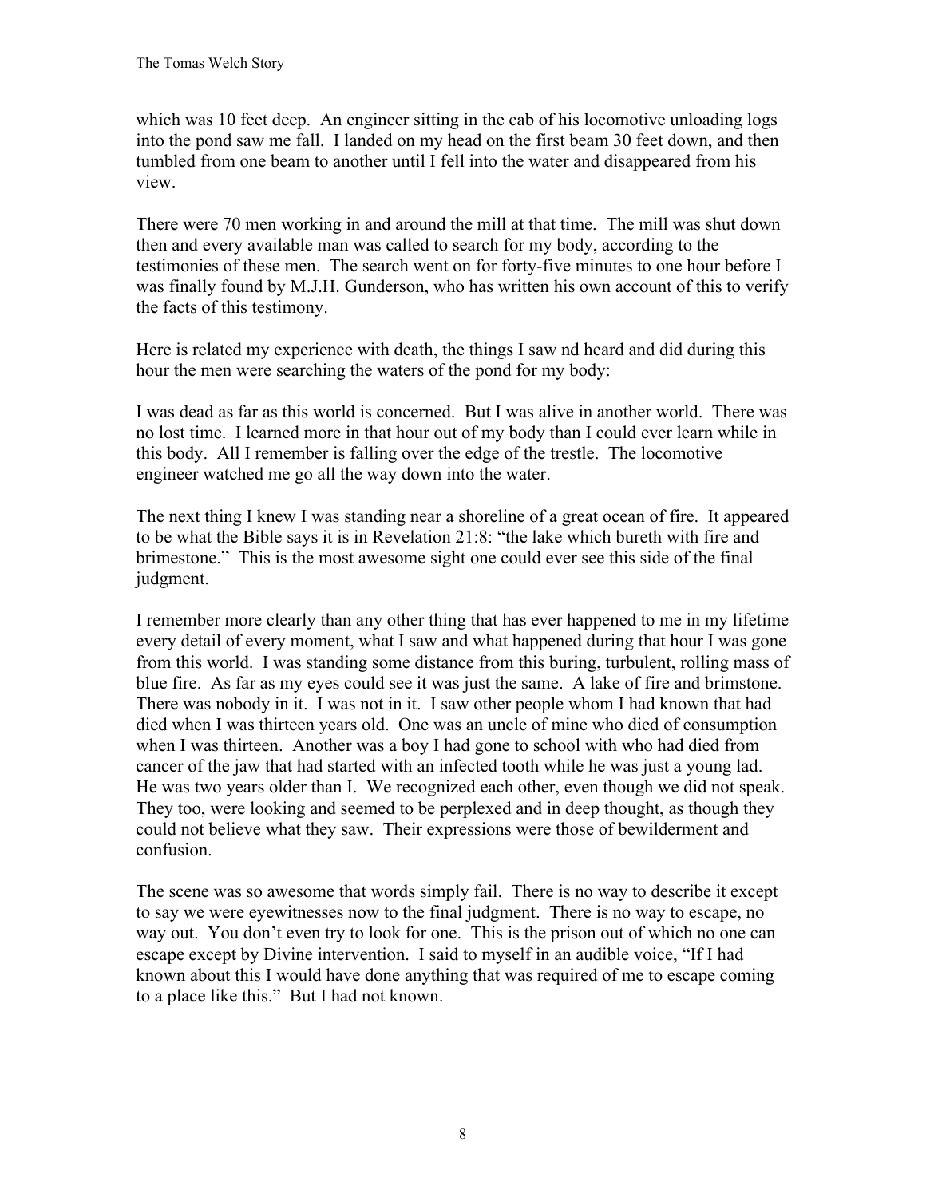which was 10 feet deep. An engineer sitting in the cab of his locomotive unloading logs into the pond saw me fall. I landed on my head on the first beam 30 feet down, and then tumbled from one beam to another until I fell into the water and disappeared from his view.

There were 70 men working in and around the mill at that time. The mill was shut down then and every available man was called to search for my body, according to the testimonies of these men. The search went on for forty-five minutes to one hour before I was finally found by M.J.H. Gunderson, who has written his own account of this to verify the facts of this testimony.

Here is related my experience with death, the things I saw nd heard and did during this hour the men were searching the waters of the pond for my body:

I was dead as far as this world is concerned. But I was alive in another world. There was no lost time. I learned more in that hour out of my body than I could ever learn while in this body. All I remember is falling over the edge of the trestle. The locomotive engineer watched me go all the way down into the water.

The next thing I knew I was standing near a shoreline of a great ocean of fire. It appeared to be what the Bible says it is in Revelation 21:8: "the lake which bureth with fire and brimestone." This is the most awesome sight one could ever see this side of the final judgment.

I remember more clearly than any other thing that has ever happened to me in my lifetime every detail of every moment, what I saw and what happened during that hour I was gone from this world. I was standing some distance from this buring, turbulent, rolling mass of blue fire. As far as my eyes could see it was just the same. A lake of fire and brimstone. There was nobody in it. I was not in it. I saw other people whom I had known that had died when I was thirteen years old. One was an uncle of mine who died of consumption when I was thirteen. Another was a boy I had gone to school with who had died from cancer of the jaw that had started with an infected tooth while he was just a young lad. He was two years older than I. We recognized each other, even though we did not speak. They too, were looking and seemed to be perplexed and in deep thought, as though they could not believe what they saw. Their expressions were those of bewilderment and confusion.

The scene was so awesome that words simply fail. There is no way to describe it except to say we were eyewitnesses now to the final judgment. There is no way to escape, no way out. You don't even try to look for one. This is the prison out of which no one can escape except by Divine intervention. I said to myself in an audible voice, "If I had known about this I would have done anything that was required of me to escape coming to a place like this." But I had not known.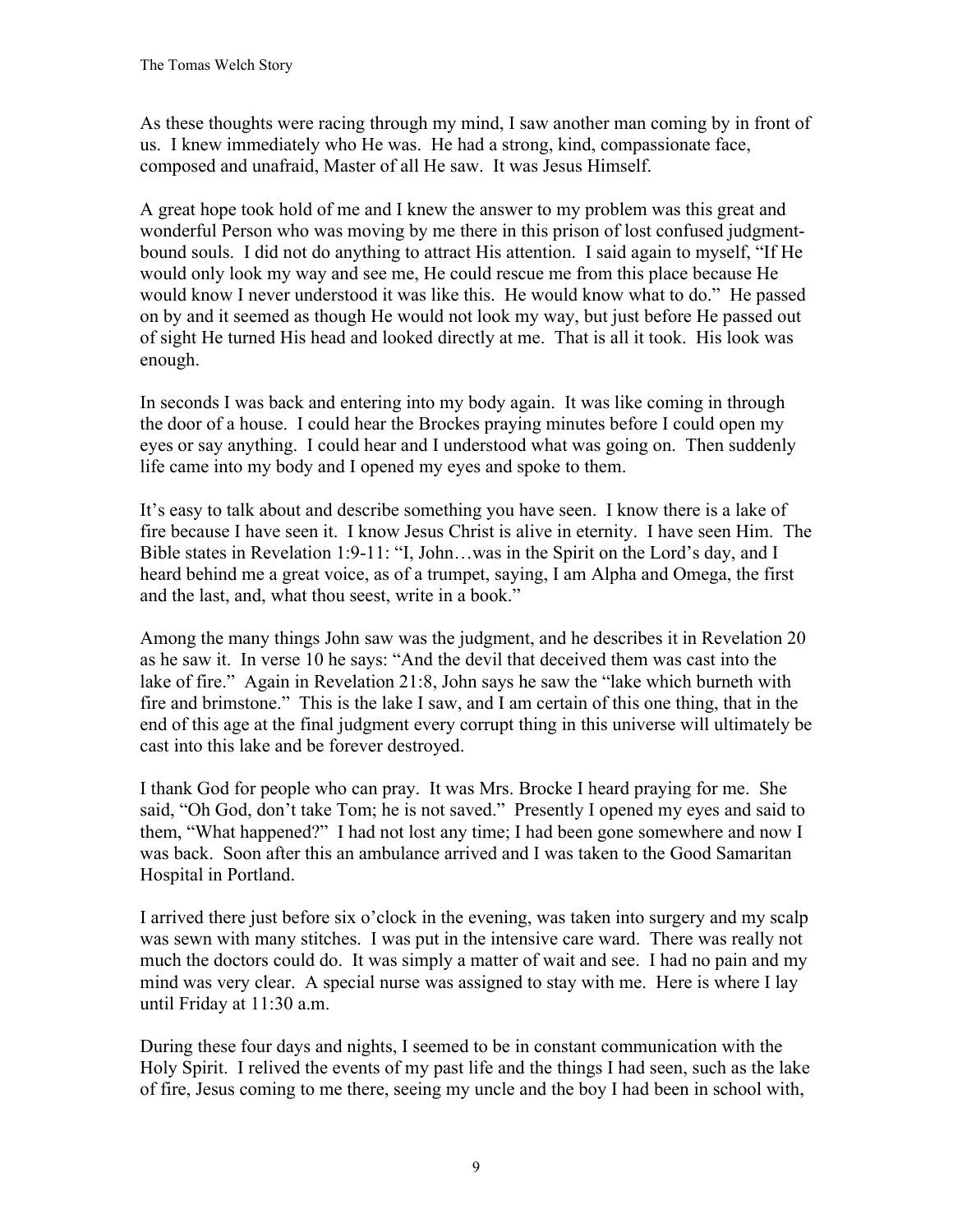As these thoughts were racing through my mind, I saw another man coming by in front of us. I knew immediately who He was. He had a strong, kind, compassionate face, composed and unafraid, Master of all He saw. It was Jesus Himself.

A great hope took hold of me and I knew the answer to my problem was this great and wonderful Person who was moving by me there in this prison of lost confused judgment-bound souls. I did not do anything to attract His attention. I said again to myself, "If He would only look my way and see me, He could rescue me from this place because He would know I never understood it was like this. He would know what to do." He passed on by and it seemed as though He would not look my way, but just before He passed out of sight He turned His head and looked directly at me. That is all it took. His look was enough.

In seconds I was back and entering into my body again. It was like coming in through the door of a house. I could hear the Brockes praying minutes before I could open my eyes or say anything. I could hear and I understood what was going on. Then suddenly life came into my body and I opened my eyes and spoke to them.

It's easy to talk about and describe something you have seen. I know there is a lake of fire because I have seen it. I know Jesus Christ is alive in eternity. I have seen Him. The Bible states in Revelation 1:9-11: "I, John…was in the Spirit on the Lord's day, and I heard behind me a great voice, as of a trumpet, saying, I am Alpha and Omega, the first and the last, and, what thou seest, write in a book."

Among the many things John saw was the judgment, and he describes it in Revelation 20 as he saw it. In verse 10 he says: "And the devil that deceived them was cast into the lake of fire." Again in Revelation 21:8, John says he saw the "lake which burneth with fire and brimstone." This is the lake I saw, and I am certain of this one thing, that in the end of this age at the final judgment every corrupt thing in this universe will ultimately be cast into this lake and be forever destroyed.

I thank God for people who can pray. It was Mrs. Brocke I heard praying for me. She said, "Oh God, don't take Tom; he is not saved." Presently I opened my eyes and said to them, "What happened?" I had not lost any time; I had been gone somewhere and now I was back. Soon after this an ambulance arrived and I was taken to the Good Samaritan Hospital in Portland.

I arrived there just before six o'clock in the evening, was taken into surgery and my scalp was sewn with many stitches. I was put in the intensive care ward. There was really not much the doctors could do. It was simply a matter of wait and see. I had no pain and my mind was very clear. A special nurse was assigned to stay with me. Here is where I lay until Friday at 11:30 a.m.

During these four days and nights, I seemed to be in constant communication with the Holy Spirit. I relived the events of my past life and the things I had seen, such as the lake of fire, Jesus coming to me there, seeing my uncle and the boy I had been in school with,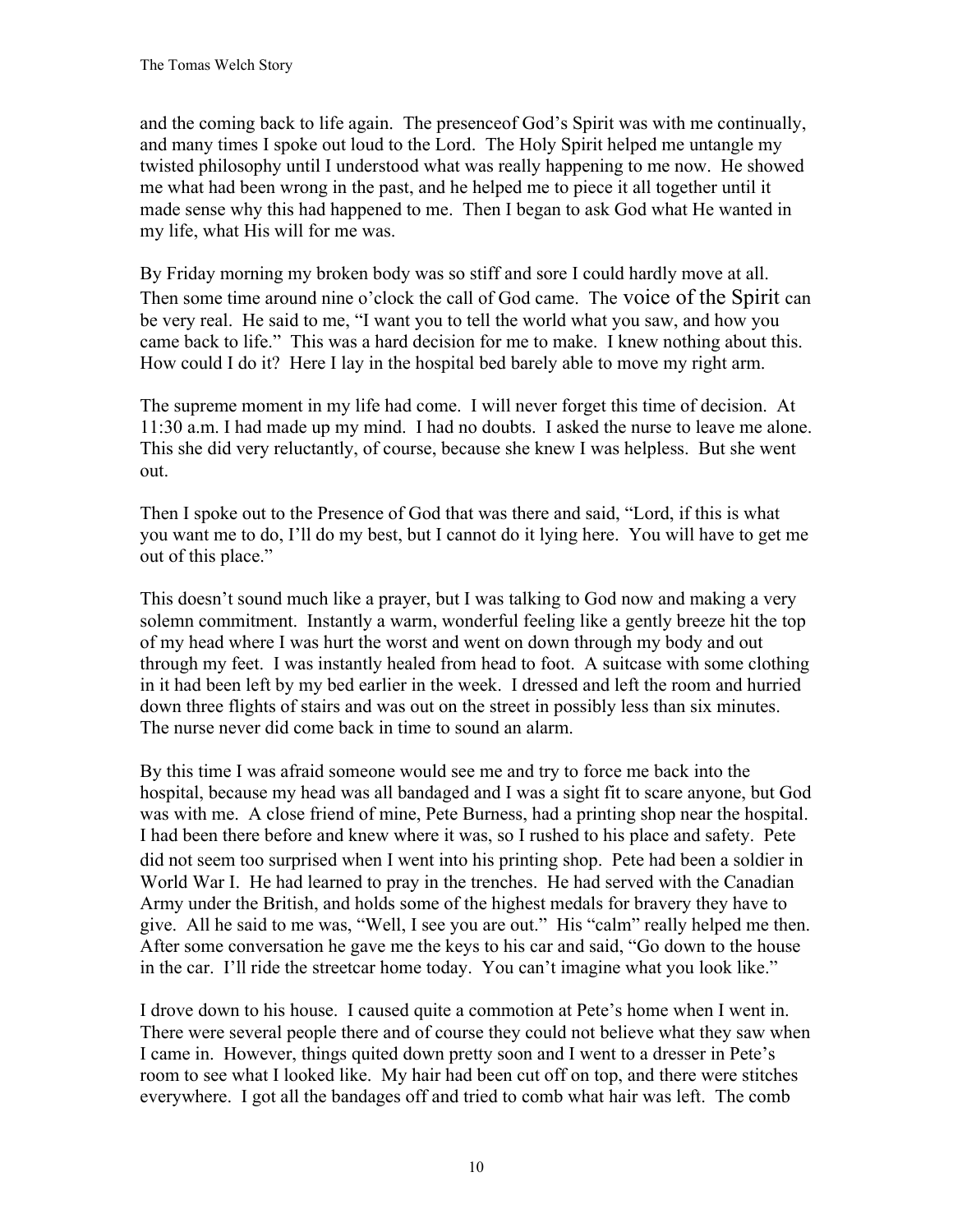and the coming back to life again. The presenceof God's Spirit was with me continually, and many times I spoke out loud to the Lord. The Holy Spirit helped me untangle my twisted philosophy until I understood what was really happening to me now. He showed me what had been wrong in the past, and he helped me to piece it all together until it made sense why this had happened to me. Then I began to ask God what He wanted in my life, what His will for me was.

By Friday morning my broken body was so stiff and sore I could hardly move at all. Then some time around nine o'clock the call of God came. The voice of the Spirit can be very real. He said to me, "I want you to tell the world what you saw, and how you came back to life." This was a hard decision for me to make. I knew nothing about this. How could I do it? Here I lay in the hospital bed barely able to move my right arm.

The supreme moment in my life had come. I will never forget this time of decision. At 11:30 a.m. I had made up my mind. I had no doubts. I asked the nurse to leave me alone. This she did very reluctantly, of course, because she knew I was helpless. But she went out.

Then I spoke out to the Presence of God that was there and said, "Lord, if this is what you want me to do, I'll do my best, but I cannot do it lying here. You will have to get me out of this place."

This doesn't sound much like a prayer, but I was talking to God now and making a very solemn commitment. Instantly a warm, wonderful feeling like a gently breeze hit the top of my head where I was hurt the worst and went on down through my body and out through my feet. I was instantly healed from head to foot. A suitcase with some clothing in it had been left by my bed earlier in the week. I dressed and left the room and hurried down three flights of stairs and was out on the street in possibly less than six minutes. The nurse never did come back in time to sound an alarm.

By this time I was afraid someone would see me and try to force me back into the hospital, because my head was all bandaged and I was a sight fit to scare anyone, but God was with me. A close friend of mine, Pete Burness, had a printing shop near the hospital. I had been there before and knew where it was, so I rushed to his place and safety. Pete did not seem too surprised when I went into his printing shop. Pete had been a soldier in World War I. He had learned to pray in the trenches. He had served with the Canadian Army under the British, and holds some of the highest medals for bravery they have to give. All he said to me was, "Well, I see you are out." His "calm" really helped me then. After some conversation he gave me the keys to his car and said, "Go down to the house in the car. I'll ride the streetcar home today. You can't imagine what you look like."

I drove down to his house. I caused quite a commotion at Pete's home when I went in. There were several people there and of course they could not believe what they saw when I came in. However, things quited down pretty soon and I went to a dresser in Pete's room to see what I looked like. My hair had been cut off on top, and there were stitches everywhere. I got all the bandages off and tried to comb what hair was left. The comb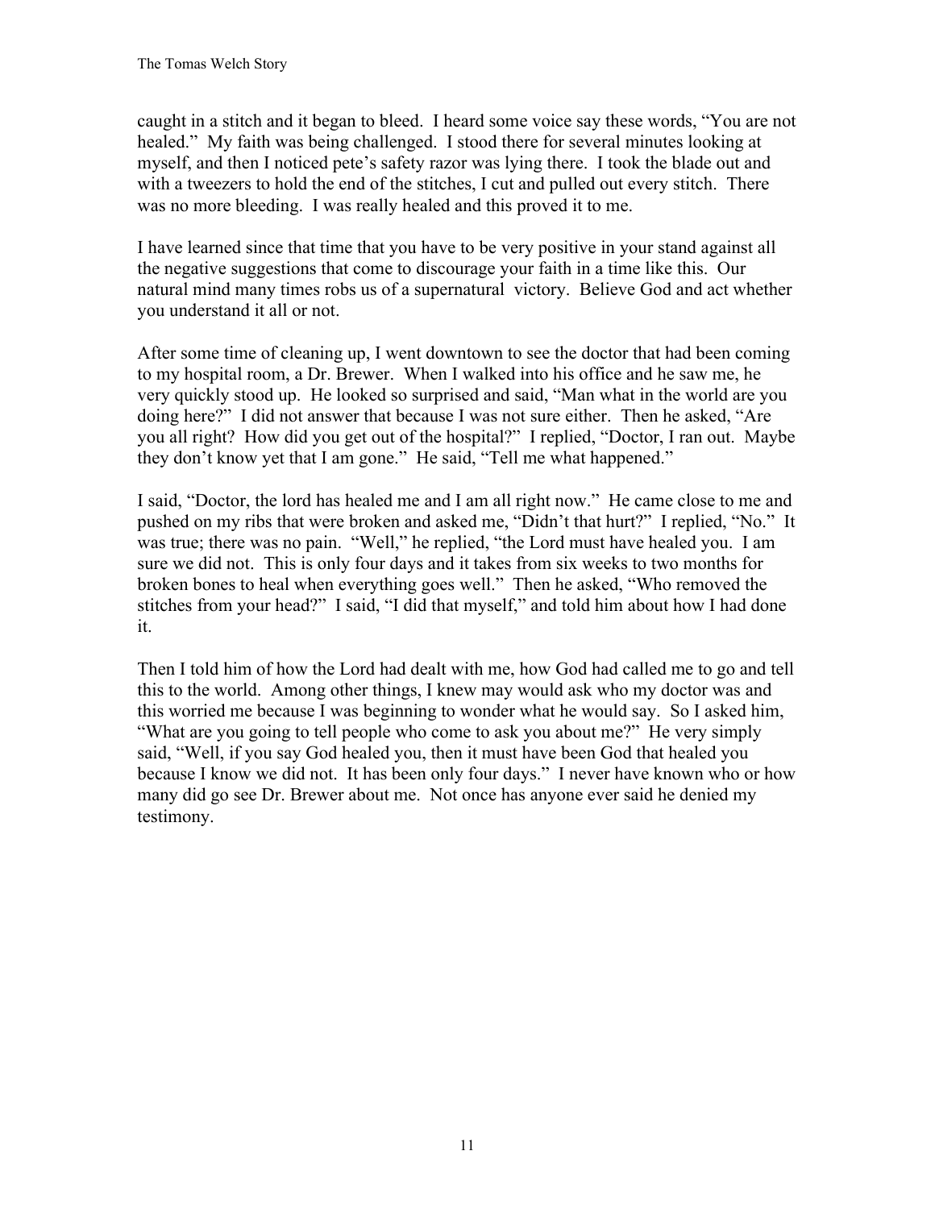caught in a stitch and it began to bleed. I heard some voice say these words, “You are not healed.” My faith was being challenged. I stood there for several minutes looking at myself, and then I noticed pete’s safety razor was lying there. I took the blade out and with a tweezers to hold the end of the stitches, I cut and pulled out every stitch. There was no more bleeding. I was really healed and this proved it to me.

I have learned since that time that you have to be very positive in your stand against all the negative suggestions that come to discourage your faith in a time like this. Our natural mind many times robs us of a supernatural victory. Believe God and act whether you understand it all or not.

After some time of cleaning up, I went downtown to see the doctor that had been coming to my hospital room, a Dr. Brewer. When I walked into his office and he saw me, he very quickly stood up. He looked so surprised and said, “Man what in the world are you doing here?” I did not answer that because I was not sure either. Then he asked, “Are you all right? How did you get out of the hospital?” I replied, “Doctor, I ran out. Maybe they don’t know yet that I am gone.” He said, “Tell me what happened.”

I said, “Doctor, the lord has healed me and I am all right now.” He came close to me and pushed on my ribs that were broken and asked me, “Didn’t that hurt?” I replied, “No.” It was true; there was no pain. “Well,” he replied, “the Lord must have healed you. I am sure we did not. This is only four days and it takes from six weeks to two months for broken bones to heal when everything goes well.” Then he asked, “Who removed the stitches from your head?” I said, “I did that myself,” and told him about how I had done it.

Then I told him of how the Lord had dealt with me, how God had called me to go and tell this to the world. Among other things, I knew may would ask who my doctor was and this worried me because I was beginning to wonder what he would say. So I asked him, “What are you going to tell people who come to ask you about me?” He very simply said, “Well, if you say God healed you, then it must have been God that healed you because I know we did not. It has been only four days.” I never have known who or how many did go see Dr. Brewer about me. Not once has anyone ever said he denied my testimony.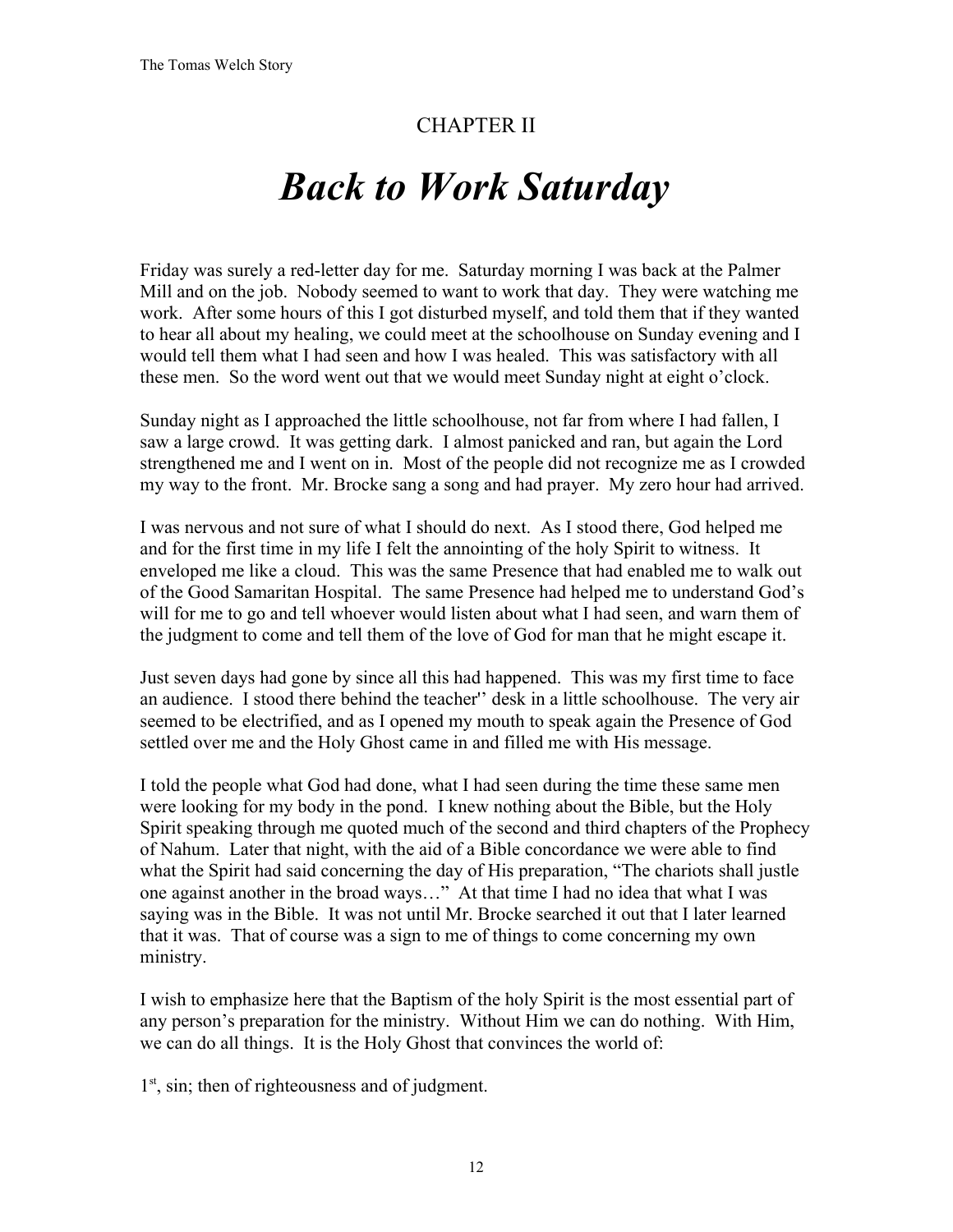# CHAPTER II

# *Back to Work Saturday*

Friday was surely a red-letter day for me. Saturday morning I was back at the Palmer Mill and on the job. Nobody seemed to want to work that day. They were watching me work. After some hours of this I got disturbed myself, and told them that if they wanted to hear all about my healing, we could meet at the schoolhouse on Sunday evening and I would tell them what I had seen and how I was healed. This was satisfactory with all these men. So the word went out that we would meet Sunday night at eight o'clock.

Sunday night as I approached the little schoolhouse, not far from where I had fallen, I saw a large crowd. It was getting dark. I almost panicked and ran, but again the Lord strengthened me and I went on in. Most of the people did not recognize me as I crowded my way to the front. Mr. Brocke sang a song and had prayer. My zero hour had arrived.

I was nervous and not sure of what I should do next. As I stood there, God helped me and for the first time in my life I felt the annointing of the holy Spirit to witness. It enveloped me like a cloud. This was the same Presence that had enabled me to walk out of the Good Samaritan Hospital. The same Presence had helped me to understand God's will for me to go and tell whoever would listen about what I had seen, and warn them of the judgment to come and tell them of the love of God for man that he might escape it.

Just seven days had gone by since all this had happened. This was my first time to face an audience. I stood there behind the teacher'' desk in a little schoolhouse. The very air seemed to be electrified, and as I opened my mouth to speak again the Presence of God settled over me and the Holy Ghost came in and filled me with His message.

I told the people what God had done, what I had seen during the time these same men were looking for my body in the pond. I knew nothing about the Bible, but the Holy Spirit speaking through me quoted much of the second and third chapters of the Prophecy of Nahum. Later that night, with the aid of a Bible concordance we were able to find what the Spirit had said concerning the day of His preparation, "The chariots shall justle one against another in the broad ways…" At that time I had no idea that what I was saying was in the Bible. It was not until Mr. Brocke searched it out that I later learned that it was. That of course was a sign to me of things to come concerning my own ministry.

I wish to emphasize here that the Baptism of the holy Spirit is the most essential part of any person's preparation for the ministry. Without Him we can do nothing. With Him, we can do all things. It is the Holy Ghost that convinces the world of:

1st, sin; then of righteousness and of judgment.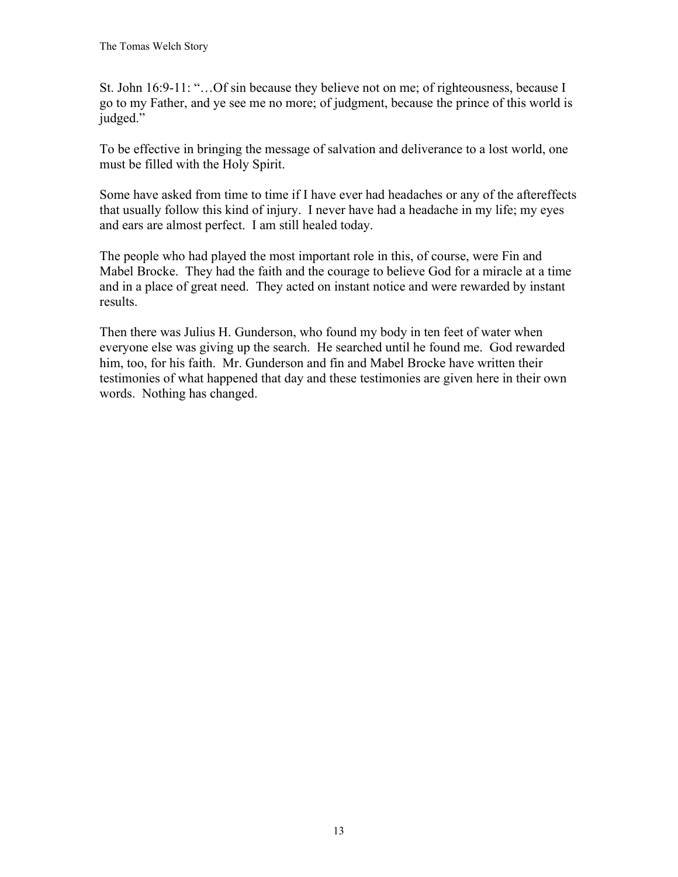St. John 16:9-11: "…Of sin because they believe not on me; of righteousness, because I go to my Father, and ye see me no more; of judgment, because the prince of this world is judged."

To be effective in bringing the message of salvation and deliverance to a lost world, one must be filled with the Holy Spirit.

Some have asked from time to time if I have ever had headaches or any of the aftereffects that usually follow this kind of injury. I never have had a headache in my life; my eyes and ears are almost perfect. I am still healed today.

The people who had played the most important role in this, of course, were Fin and Mabel Brocke. They had the faith and the courage to believe God for a miracle at a time and in a place of great need. They acted on instant notice and were rewarded by instant results.

Then there was Julius H. Gunderson, who found my body in ten feet of water when everyone else was giving up the search. He searched until he found me. God rewarded him, too, for his faith. Mr. Gunderson and fin and Mabel Brocke have written their testimonies of what happened that day and these testimonies are given here in their own words. Nothing has changed.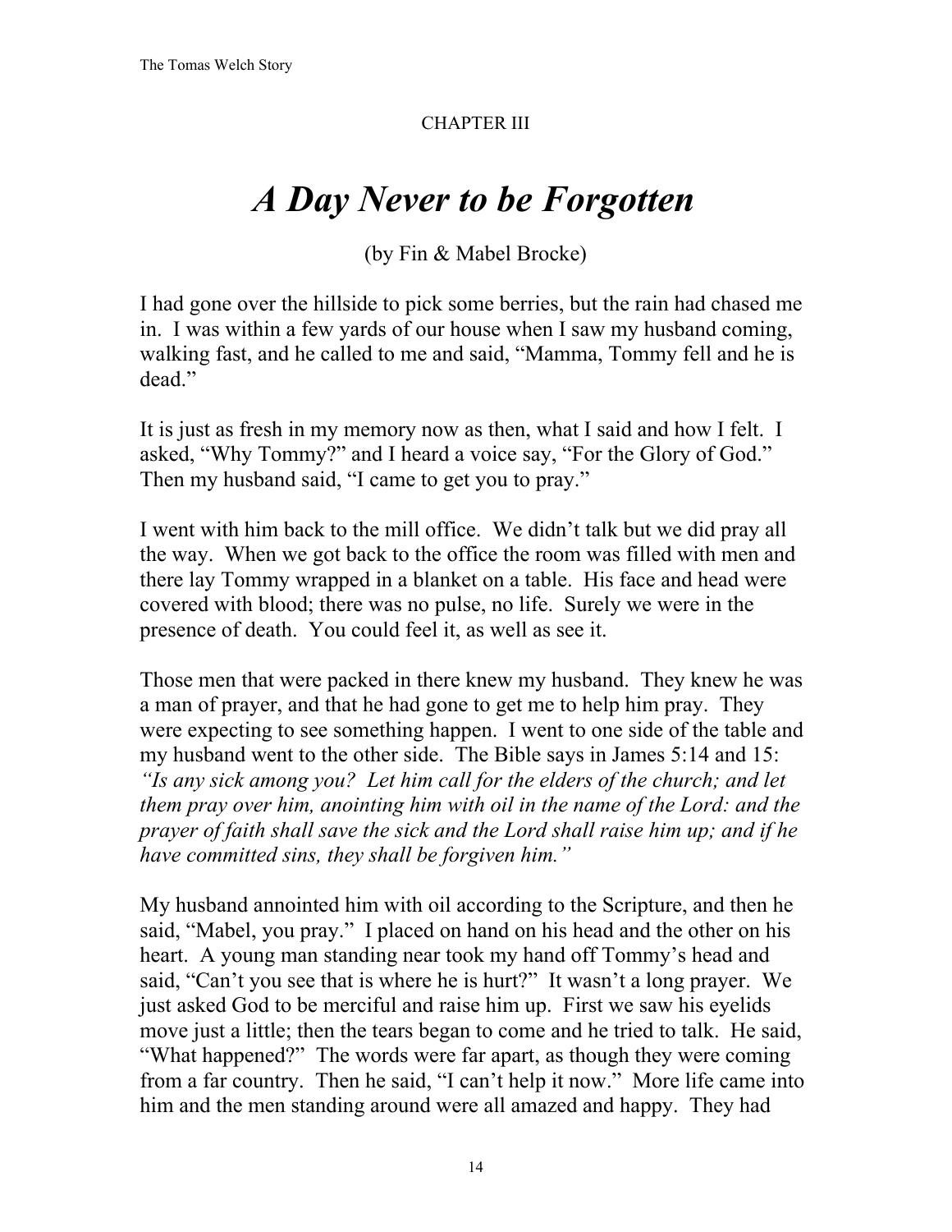CHAPTER III

# *A Day Never to be Forgotten*

(by Fin & Mabel Brocke)

I had gone over the hillside to pick some berries, but the rain had chased me in. I was within a few yards of our house when I saw my husband coming, walking fast, and he called to me and said, "Mamma, Tommy fell and he is dead."

It is just as fresh in my memory now as then, what I said and how I felt. I asked, "Why Tommy?" and I heard a voice say, "For the Glory of God." Then my husband said, "I came to get you to pray."

I went with him back to the mill office. We didn't talk but we did pray all the way. When we got back to the office the room was filled with men and there lay Tommy wrapped in a blanket on a table. His face and head were covered with blood; there was no pulse, no life. Surely we were in the presence of death. You could feel it, as well as see it.

Those men that were packed in there knew my husband. They knew he was a man of prayer, and that he had gone to get me to help him pray. They were expecting to see something happen. I went to one side of the table and my husband went to the other side. The Bible says in James 5:14 and 15: *"Is any sick among you? Let him call for the elders of the church; and let them pray over him, anointing him with oil in the name of the Lord: and the prayer of faith shall save the sick and the Lord shall raise him up; and if he have committed sins, they shall be forgiven him."*

My husband annointed him with oil according to the Scripture, and then he said, "Mabel, you pray." I placed on hand on his head and the other on his heart. A young man standing near took my hand off Tommy's head and said, "Can't you see that is where he is hurt?" It wasn't a long prayer. We just asked God to be merciful and raise him up. First we saw his eyelids move just a little; then the tears began to come and he tried to talk. He said, "What happened?" The words were far apart, as though they were coming from a far country. Then he said, "I can't help it now." More life came into him and the men standing around were all amazed and happy. They had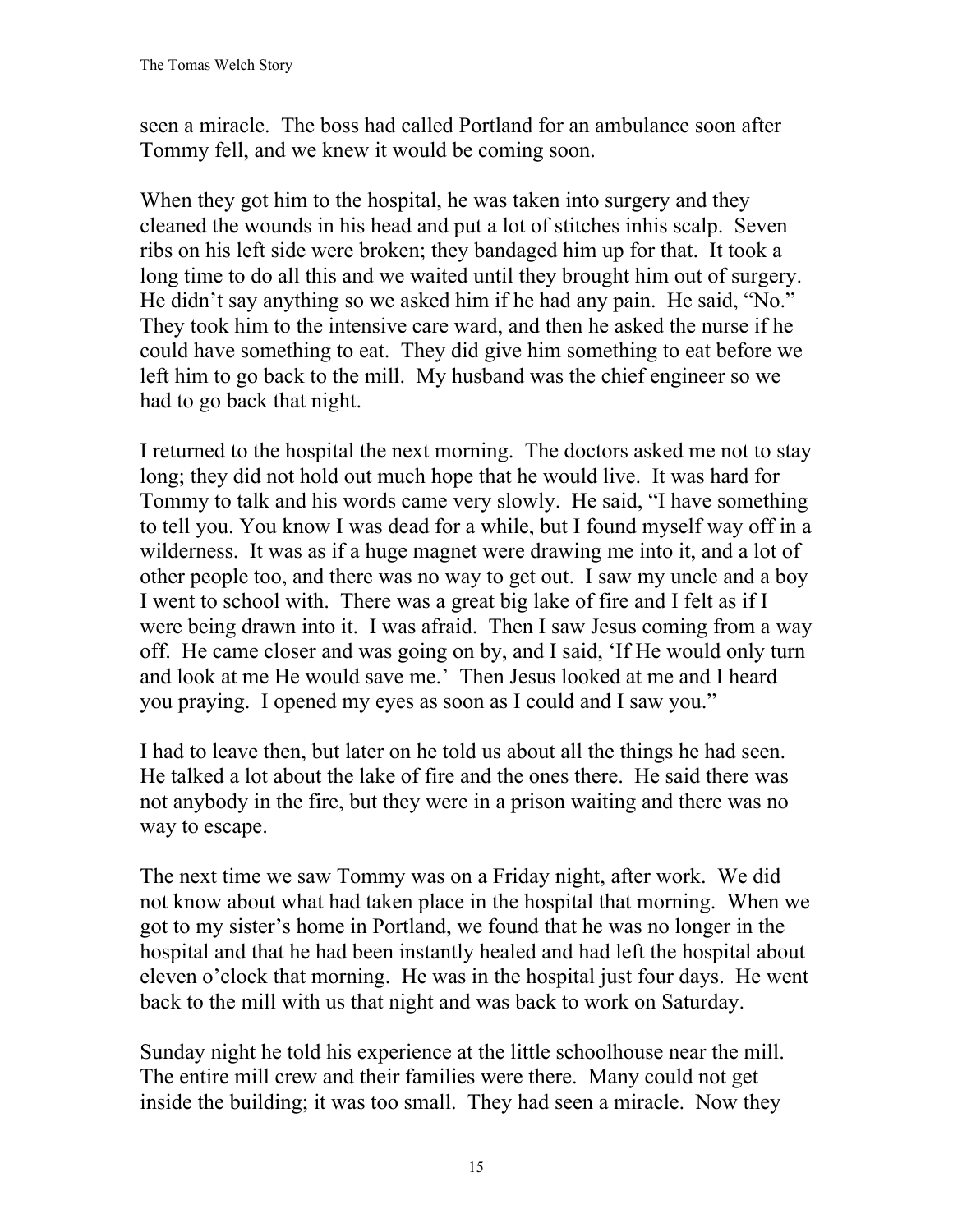seen a miracle. The boss had called Portland for an ambulance soon after Tommy fell, and we knew it would be coming soon.

When they got him to the hospital, he was taken into surgery and they cleaned the wounds in his head and put a lot of stitches inhis scalp. Seven ribs on his left side were broken; they bandaged him up for that. It took a long time to do all this and we waited until they brought him out of surgery. He didn't say anything so we asked him if he had any pain. He said, "No." They took him to the intensive care ward, and then he asked the nurse if he could have something to eat. They did give him something to eat before we left him to go back to the mill. My husband was the chief engineer so we had to go back that night.

I returned to the hospital the next morning. The doctors asked me not to stay long; they did not hold out much hope that he would live. It was hard for Tommy to talk and his words came very slowly. He said, "I have something to tell you. You know I was dead for a while, but I found myself way off in a wilderness. It was as if a huge magnet were drawing me into it, and a lot of other people too, and there was no way to get out. I saw my uncle and a boy I went to school with. There was a great big lake of fire and I felt as if I were being drawn into it. I was afraid. Then I saw Jesus coming from a way off. He came closer and was going on by, and I said, 'If He would only turn and look at me He would save me.' Then Jesus looked at me and I heard you praying. I opened my eyes as soon as I could and I saw you."

I had to leave then, but later on he told us about all the things he had seen. He talked a lot about the lake of fire and the ones there. He said there was not anybody in the fire, but they were in a prison waiting and there was no way to escape.

The next time we saw Tommy was on a Friday night, after work. We did not know about what had taken place in the hospital that morning. When we got to my sister's home in Portland, we found that he was no longer in the hospital and that he had been instantly healed and had left the hospital about eleven o'clock that morning. He was in the hospital just four days. He went back to the mill with us that night and was back to work on Saturday.

Sunday night he told his experience at the little schoolhouse near the mill. The entire mill crew and their families were there. Many could not get inside the building; it was too small. They had seen a miracle. Now they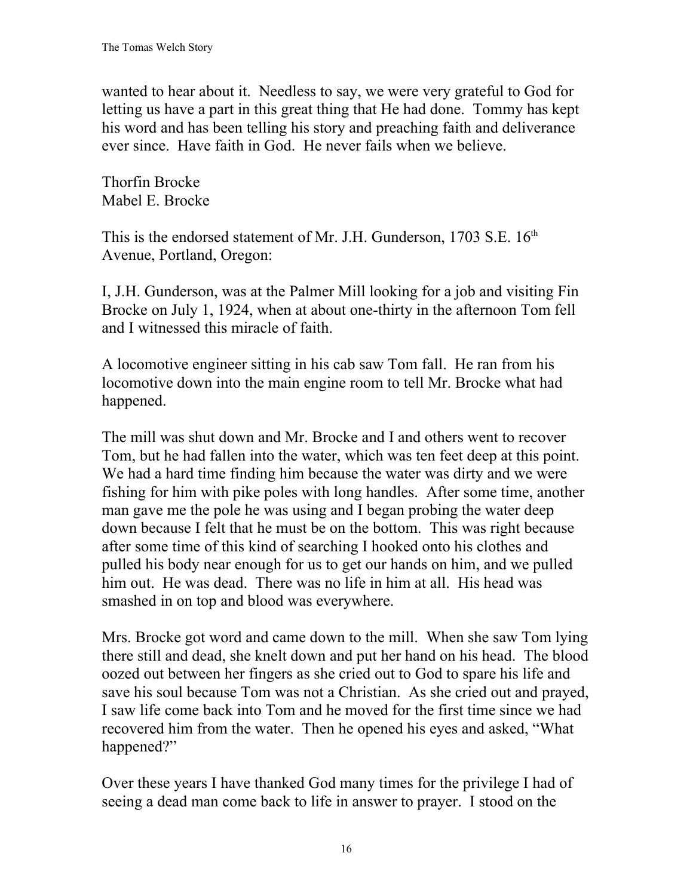wanted to hear about it. Needless to say, we were very grateful to God for letting us have a part in this great thing that He had done. Tommy has kept his word and has been telling his story and preaching faith and deliverance ever since. Have faith in God. He never fails when we believe.

Thorfin Brocke
Mabel E. Brocke

This is the endorsed statement of Mr. J.H. Gunderson, 1703 S.E. 16th Avenue, Portland, Oregon:

I, J.H. Gunderson, was at the Palmer Mill looking for a job and visiting Fin Brocke on July 1, 1924, when at about one-thirty in the afternoon Tom fell and I witnessed this miracle of faith.

A locomotive engineer sitting in his cab saw Tom fall. He ran from his locomotive down into the main engine room to tell Mr. Brocke what had happened.

The mill was shut down and Mr. Brocke and I and others went to recover Tom, but he had fallen into the water, which was ten feet deep at this point. We had a hard time finding him because the water was dirty and we were fishing for him with pike poles with long handles. After some time, another man gave me the pole he was using and I began probing the water deep down because I felt that he must be on the bottom. This was right because after some time of this kind of searching I hooked onto his clothes and pulled his body near enough for us to get our hands on him, and we pulled him out. He was dead. There was no life in him at all. His head was smashed in on top and blood was everywhere.

Mrs. Brocke got word and came down to the mill. When she saw Tom lying there still and dead, she knelt down and put her hand on his head. The blood oozed out between her fingers as she cried out to God to spare his life and save his soul because Tom was not a Christian. As she cried out and prayed, I saw life come back into Tom and he moved for the first time since we had recovered him from the water. Then he opened his eyes and asked, "What happened?"

Over these years I have thanked God many times for the privilege I had of seeing a dead man come back to life in answer to prayer. I stood on the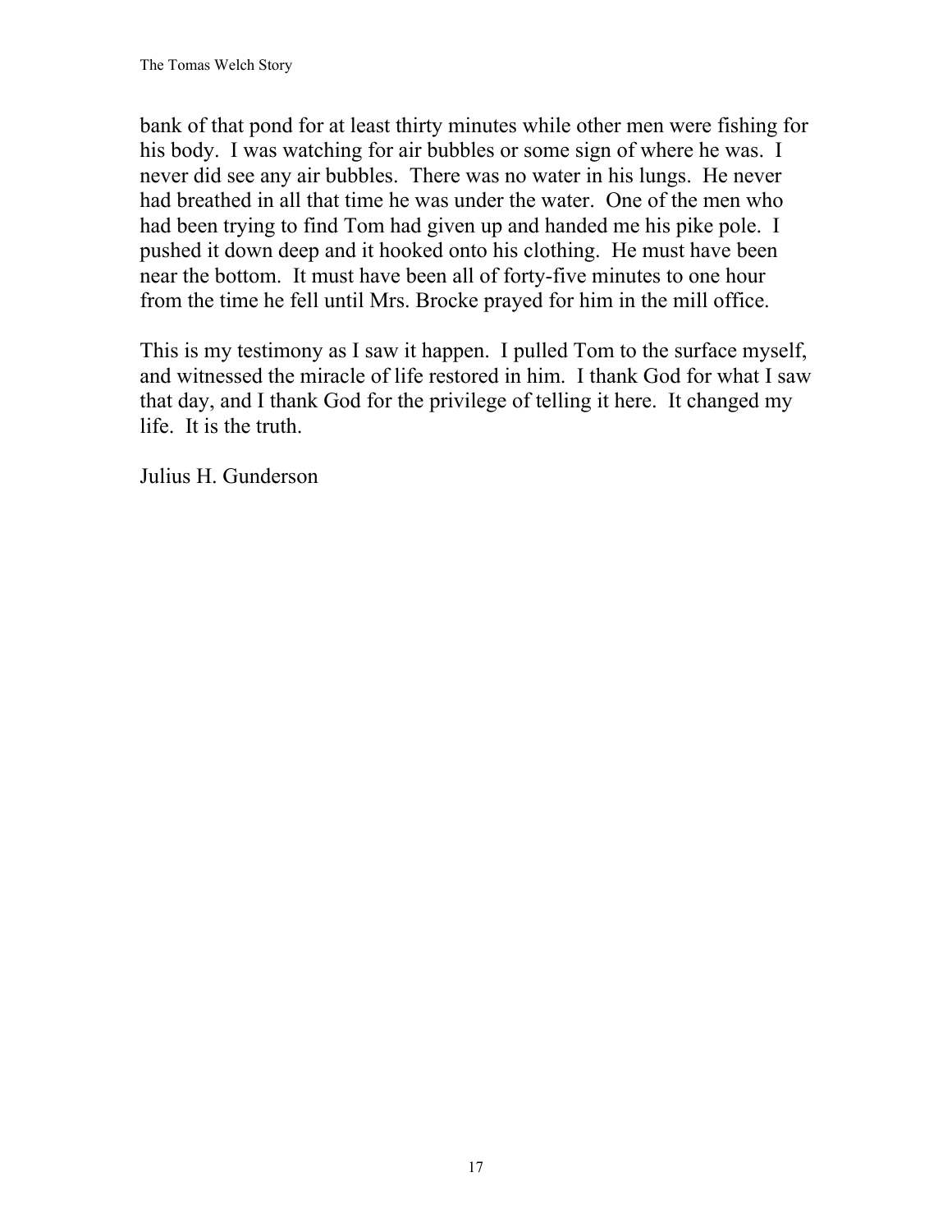bank of that pond for at least thirty minutes while other men were fishing for his body. I was watching for air bubbles or some sign of where he was. I never did see any air bubbles. There was no water in his lungs. He never had breathed in all that time he was under the water. One of the men who had been trying to find Tom had given up and handed me his pike pole. I pushed it down deep and it hooked onto his clothing. He must have been near the bottom. It must have been all of forty-five minutes to one hour from the time he fell until Mrs. Brocke prayed for him in the mill office.

This is my testimony as I saw it happen. I pulled Tom to the surface myself, and witnessed the miracle of life restored in him. I thank God for what I saw that day, and I thank God for the privilege of telling it here. It changed my life. It is the truth.

Julius H. Gunderson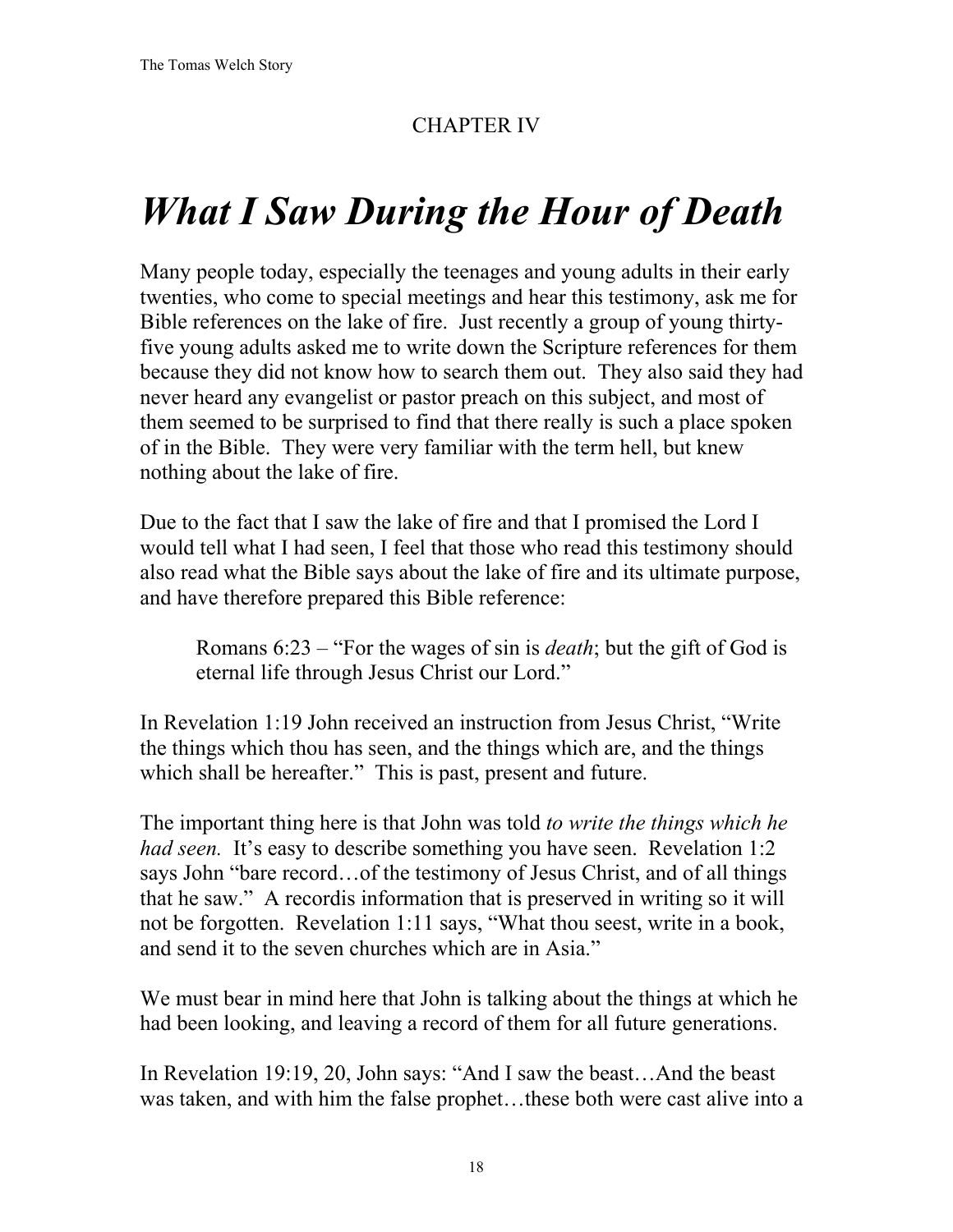CHAPTER IV

# *What I Saw During the Hour of Death*

Many people today, especially the teenages and young adults in their early twenties, who come to special meetings and hear this testimony, ask me for Bible references on the lake of fire. Just recently a group of young thirty-five young adults asked me to write down the Scripture references for them because they did not know how to search them out. They also said they had never heard any evangelist or pastor preach on this subject, and most of them seemed to be surprised to find that there really is such a place spoken of in the Bible. They were very familiar with the term hell, but knew nothing about the lake of fire.

Due to the fact that I saw the lake of fire and that I promised the Lord I would tell what I had seen, I feel that those who read this testimony should also read what the Bible says about the lake of fire and its ultimate purpose, and have therefore prepared this Bible reference:

> Romans 6:23 – "For the wages of sin is *death*; but the gift of God is eternal life through Jesus Christ our Lord."

In Revelation 1:19 John received an instruction from Jesus Christ, "Write the things which thou has seen, and the things which are, and the things which shall be hereafter." This is past, present and future.

The important thing here is that John was told *to write the things which he had seen.* It's easy to describe something you have seen. Revelation 1:2 says John "bare record…of the testimony of Jesus Christ, and of all things that he saw." A recordis information that is preserved in writing so it will not be forgotten. Revelation 1:11 says, "What thou seest, write in a book, and send it to the seven churches which are in Asia."

We must bear in mind here that John is talking about the things at which he had been looking, and leaving a record of them for all future generations.

In Revelation 19:19, 20, John says: "And I saw the beast…And the beast was taken, and with him the false prophet…these both were cast alive into a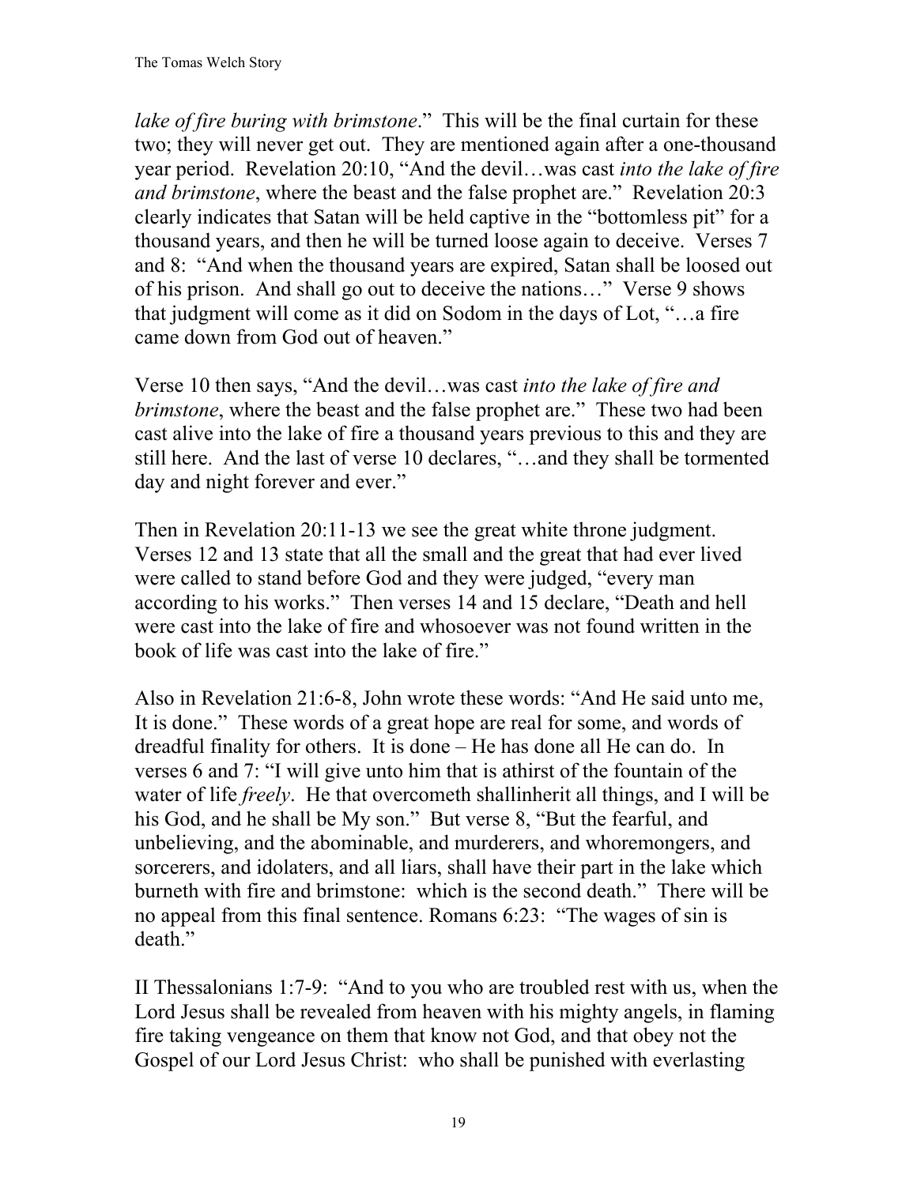*lake of fire buring with brimstone*." This will be the final curtain for these two; they will never get out. They are mentioned again after a one-thousand year period. Revelation 20:10, "And the devil…was cast *into the lake of fire and brimstone*, where the beast and the false prophet are." Revelation 20:3 clearly indicates that Satan will be held captive in the "bottomless pit" for a thousand years, and then he will be turned loose again to deceive. Verses 7 and 8: "And when the thousand years are expired, Satan shall be loosed out of his prison. And shall go out to deceive the nations…" Verse 9 shows that judgment will come as it did on Sodom in the days of Lot, "…a fire came down from God out of heaven."

Verse 10 then says, "And the devil…was cast *into the lake of fire and brimstone*, where the beast and the false prophet are." These two had been cast alive into the lake of fire a thousand years previous to this and they are still here. And the last of verse 10 declares, "…and they shall be tormented day and night forever and ever."

Then in Revelation 20:11-13 we see the great white throne judgment. Verses 12 and 13 state that all the small and the great that had ever lived were called to stand before God and they were judged, "every man according to his works." Then verses 14 and 15 declare, "Death and hell were cast into the lake of fire and whosoever was not found written in the book of life was cast into the lake of fire."

Also in Revelation 21:6-8, John wrote these words: "And He said unto me, It is done." These words of a great hope are real for some, and words of dreadful finality for others. It is done – He has done all He can do. In verses 6 and 7: "I will give unto him that is athirst of the fountain of the water of life *freely*. He that overcometh shallinherit all things, and I will be his God, and he shall be My son." But verse 8, "But the fearful, and unbelieving, and the abominable, and murderers, and whoremongers, and sorcerers, and idolaters, and all liars, shall have their part in the lake which burneth with fire and brimstone: which is the second death." There will be no appeal from this final sentence. Romans 6:23: "The wages of sin is death."

II Thessalonians 1:7-9: "And to you who are troubled rest with us, when the Lord Jesus shall be revealed from heaven with his mighty angels, in flaming fire taking vengeance on them that know not God, and that obey not the Gospel of our Lord Jesus Christ: who shall be punished with everlasting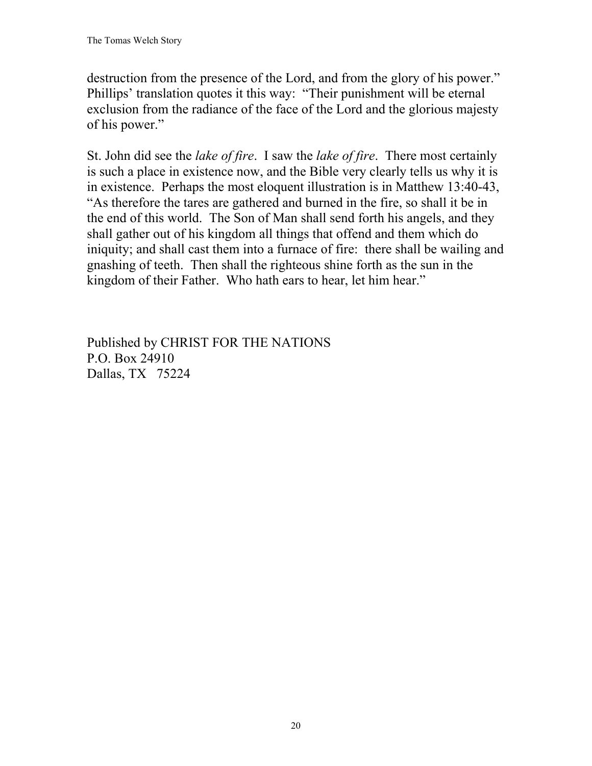destruction from the presence of the Lord, and from the glory of his power." Phillips' translation quotes it this way: "Their punishment will be eternal exclusion from the radiance of the face of the Lord and the glorious majesty of his power."

St. John did see the *lake of fire*. I saw the *lake of fire*. There most certainly is such a place in existence now, and the Bible very clearly tells us why it is in existence. Perhaps the most eloquent illustration is in Matthew 13:40-43, "As therefore the tares are gathered and burned in the fire, so shall it be in the end of this world. The Son of Man shall send forth his angels, and they shall gather out of his kingdom all things that offend and them which do iniquity; and shall cast them into a furnace of fire: there shall be wailing and gnashing of teeth. Then shall the righteous shine forth as the sun in the kingdom of their Father. Who hath ears to hear, let him hear."

Published by CHRIST FOR THE NATIONS
P.O. Box 24910
Dallas, TX 75224